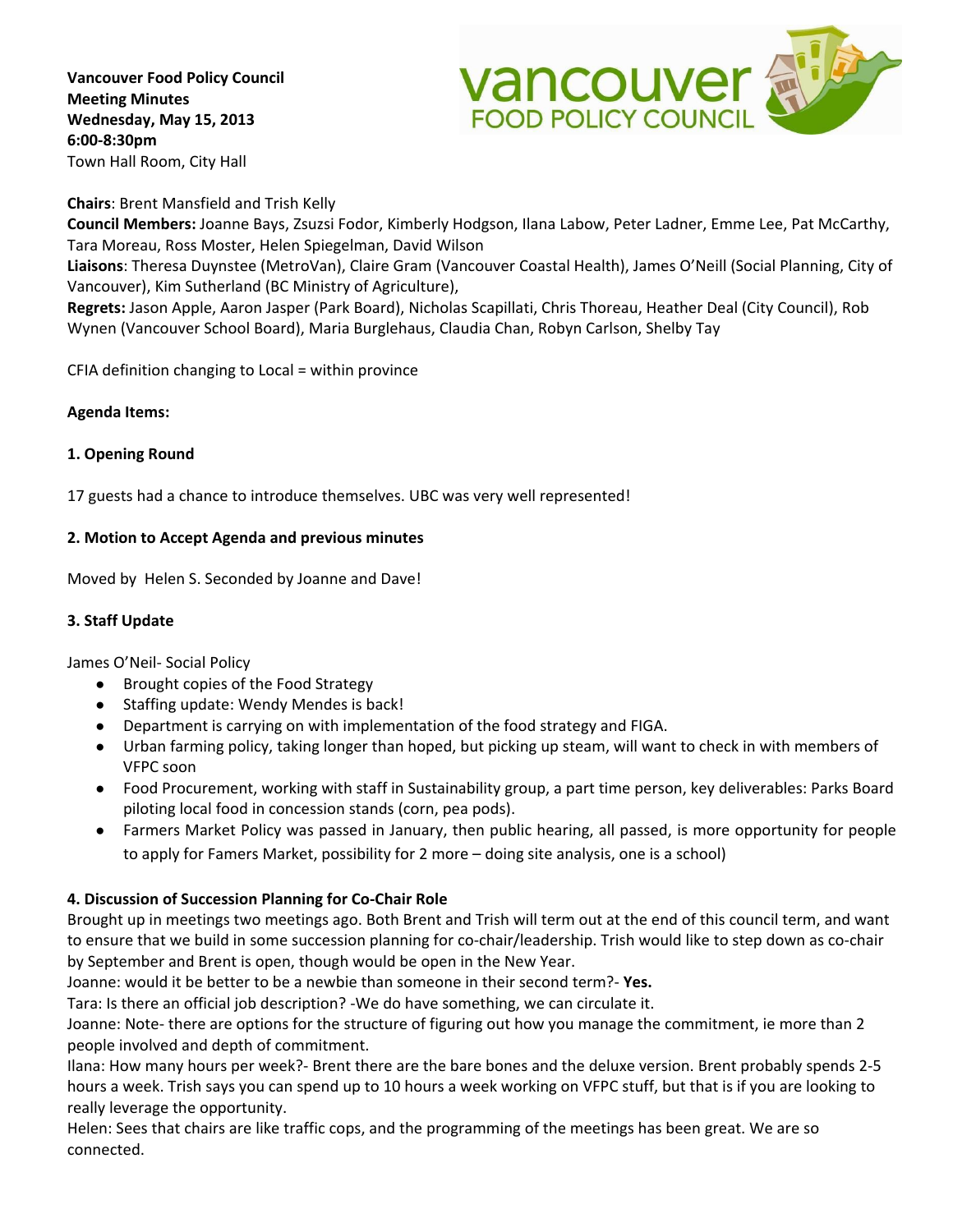**Vancouver Food Policy Council**
**Meeting Minutes**
**Wednesday, May 15, 2013**
**6:00-8:30pm**
Town Hall Room, City Hall

**Chairs**: Brent Mansfield and Trish Kelly
**Council Members:** Joanne Bays, Zsuzsi Fodor, Kimberly Hodgson, Ilana Labow, Peter Ladner, Emme Lee, Pat McCarthy, Tara Moreau, Ross Moster, Helen Spiegelman, David Wilson
**Liaisons**: Theresa Duynstee (MetroVan), Claire Gram (Vancouver Coastal Health), James O'Neill (Social Planning, City of Vancouver), Kim Sutherland (BC Ministry of Agriculture),
**Regrets:** Jason Apple, Aaron Jasper (Park Board), Nicholas Scapillati, Chris Thoreau, Heather Deal (City Council), Rob Wynen (Vancouver School Board), Maria Burglehaus, Claudia Chan, Robyn Carlson, Shelby Tay

CFIA definition changing to Local = within province

**Agenda Items:**

**1. Opening Round**

17 guests had a chance to introduce themselves. UBC was very well represented!

**2. Motion to Accept Agenda and previous minutes**

Moved by Helen S. Seconded by Joanne and Dave!

**3. Staff Update**

James O'Neil- Social Policy

- Brought copies of the Food Strategy
- Staffing update: Wendy Mendes is back!
- Department is carrying on with implementation of the food strategy and FIGA.
- Urban farming policy, taking longer than hoped, but picking up steam, will want to check in with members of VFPC soon
- Food Procurement, working with staff in Sustainability group, a part time person, key deliverables: Parks Board piloting local food in concession stands (corn, pea pods).
- Farmers Market Policy was passed in January, then public hearing, all passed, is more opportunity for people to apply for Famers Market, possibility for 2 more – doing site analysis, one is a school)

**4. Discussion of Succession Planning for Co-Chair Role**

Brought up in meetings two meetings ago. Both Brent and Trish will term out at the end of this council term, and want to ensure that we build in some succession planning for co-chair/leadership. Trish would like to step down as co-chair by September and Brent is open, though would be open in the New Year.

Joanne: would it be better to be a newbie than someone in their second term?- **Yes.**

Tara: Is there an official job description? -We do have something, we can circulate it.

Joanne: Note- there are options for the structure of figuring out how you manage the commitment, ie more than 2 people involved and depth of commitment.

Ilana: How many hours per week?- Brent there are the bare bones and the deluxe version. Brent probably spends 2-5 hours a week. Trish says you can spend up to 10 hours a week working on VFPC stuff, but that is if you are looking to really leverage the opportunity.

Helen: Sees that chairs are like traffic cops, and the programming of the meetings has been great. We are so connected.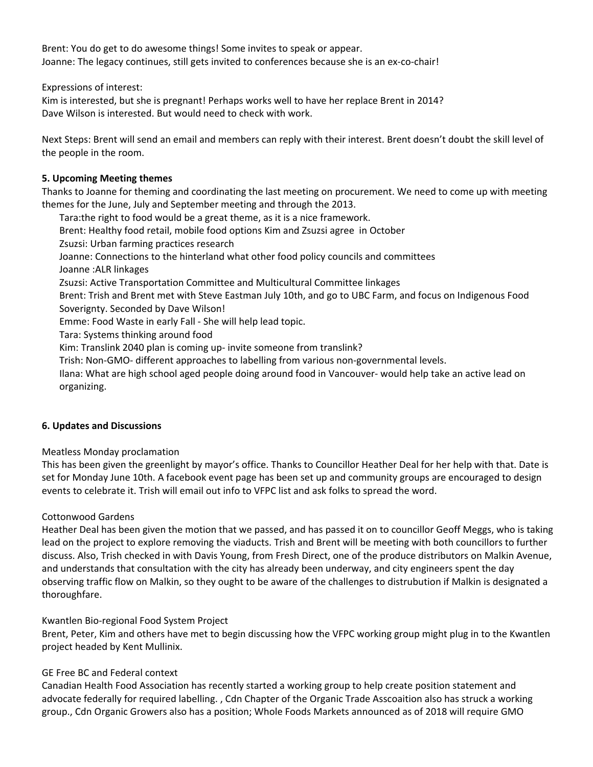Brent: You do get to do awesome things! Some invites to speak or appear.
Joanne: The legacy continues, still gets invited to conferences because she is an ex-co-chair!

Expressions of interest:
Kim is interested, but she is pregnant! Perhaps works well to have her replace Brent in 2014?
Dave Wilson is interested. But would need to check with work.

Next Steps: Brent will send an email and members can reply with their interest. Brent doesn't doubt the skill level of the people in the room.

**5. Upcoming Meeting themes**

Thanks to Joanne for theming and coordinating the last meeting on procurement. We need to come up with meeting themes for the June, July and September meeting and through the 2013.

- Tara:the right to food would be a great theme, as it is a nice framework.
- Brent: Healthy food retail, mobile food options Kim and Zsuzsi agree in October
- Zsuzsi: Urban farming practices research
- Joanne: Connections to the hinterland what other food policy councils and committees
- Joanne :ALR linkages
- Zsuzsi: Active Transportation Committee and Multicultural Committee linkages
- Brent: Trish and Brent met with Steve Eastman July 10th, and go to UBC Farm, and focus on Indigenous Food Soverignty. Seconded by Dave Wilson!
- Emme: Food Waste in early Fall - She will help lead topic.
- Tara: Systems thinking around food
- Kim: Translink 2040 plan is coming up- invite someone from translink?
- Trish: Non-GMO- different approaches to labelling from various non-governmental levels.
- Ilana: What are high school aged people doing around food in Vancouver- would help take an active lead on organizing.

**6. Updates and Discussions**

Meatless Monday proclamation
This has been given the greenlight by mayor's office. Thanks to Councillor Heather Deal for her help with that. Date is set for Monday June 10th. A facebook event page has been set up and community groups are encouraged to design events to celebrate it. Trish will email out info to VFPC list and ask folks to spread the word.

Cottonwood Gardens
Heather Deal has been given the motion that we passed, and has passed it on to councillor Geoff Meggs, who is taking lead on the project to explore removing the viaducts. Trish and Brent will be meeting with both councillors to further discuss. Also, Trish checked in with Davis Young, from Fresh Direct, one of the produce distributors on Malkin Avenue, and understands that consultation with the city has already been underway, and city engineers spent the day observing traffic flow on Malkin, so they ought to be aware of the challenges to distrubution if Malkin is designated a thoroughfare.

Kwantlen Bio-regional Food System Project
Brent, Peter, Kim and others have met to begin discussing how the VFPC working group might plug in to the Kwantlen project headed by Kent Mullinix.

GE Free BC and Federal context
Canadian Health Food Association has recently started a working group to help create position statement and advocate federally for required labelling. , Cdn Chapter of the Organic Trade Asscoaition also has struck a working group., Cdn Organic Growers also has a position; Whole Foods Markets announced as of 2018 will require GMO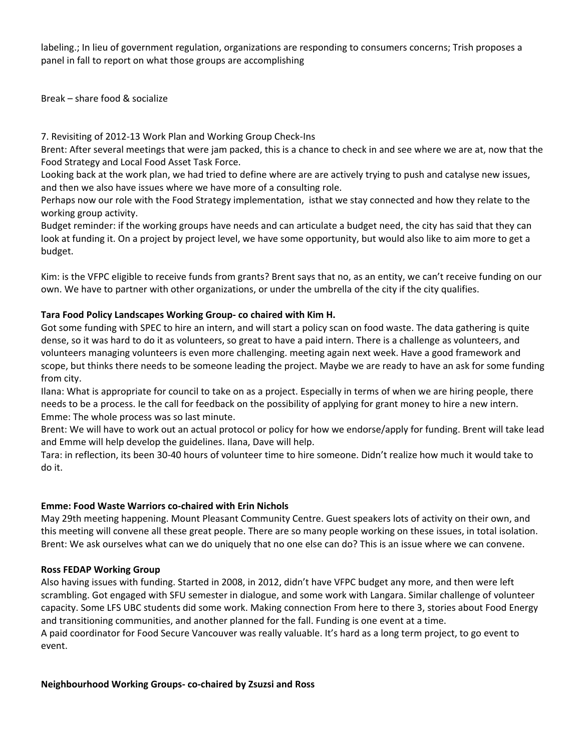labeling.; In lieu of government regulation, organizations are responding to consumers concerns; Trish proposes a panel in fall to report on what those groups are accomplishing

Break – share food & socialize

7. Revisiting of 2012-13 Work Plan and Working Group Check-Ins

Brent: After several meetings that were jam packed, this is a chance to check in and see where we are at, now that the Food Strategy and Local Food Asset Task Force.

Looking back at the work plan, we had tried to define where are are actively trying to push and catalyse new issues, and then we also have issues where we have more of a consulting role.

Perhaps now our role with the Food Strategy implementation, isthat we stay connected and how they relate to the working group activity.

Budget reminder: if the working groups have needs and can articulate a budget need, the city has said that they can look at funding it. On a project by project level, we have some opportunity, but would also like to aim more to get a budget.

Kim: is the VFPC eligible to receive funds from grants? Brent says that no, as an entity, we can't receive funding on our own. We have to partner with other organizations, or under the umbrella of the city if the city qualifies.

**Tara Food Policy Landscapes Working Group- co chaired with Kim H.**

Got some funding with SPEC to hire an intern, and will start a policy scan on food waste. The data gathering is quite dense, so it was hard to do it as volunteers, so great to have a paid intern. There is a challenge as volunteers, and volunteers managing volunteers is even more challenging. meeting again next week. Have a good framework and scope, but thinks there needs to be someone leading the project. Maybe we are ready to have an ask for some funding from city.

Ilana: What is appropriate for council to take on as a project. Especially in terms of when we are hiring people, there needs to be a process. Ie the call for feedback on the possibility of applying for grant money to hire a new intern.

Emme: The whole process was so last minute.

Brent: We will have to work out an actual protocol or policy for how we endorse/apply for funding. Brent will take lead and Emme will help develop the guidelines. Ilana, Dave will help.

Tara: in reflection, its been 30-40 hours of volunteer time to hire someone. Didn't realize how much it would take to do it.

**Emme: Food Waste Warriors co-chaired with Erin Nichols**

May 29th meeting happening. Mount Pleasant Community Centre. Guest speakers lots of activity on their own, and this meeting will convene all these great people. There are so many people working on these issues, in total isolation.

Brent: We ask ourselves what can we do uniquely that no one else can do? This is an issue where we can convene.

**Ross FEDAP Working Group**

Also having issues with funding. Started in 2008, in 2012, didn't have VFPC budget any more, and then were left scrambling. Got engaged with SFU semester in dialogue, and some work with Langara. Similar challenge of volunteer capacity. Some LFS UBC students did some work. Making connection From here to there 3, stories about Food Energy and transitioning communities, and another planned for the fall. Funding is one event at a time.

A paid coordinator for Food Secure Vancouver was really valuable. It's hard as a long term project, to go event to event.

**Neighbourhood Working Groups- co-chaired by Zsuzsi and Ross**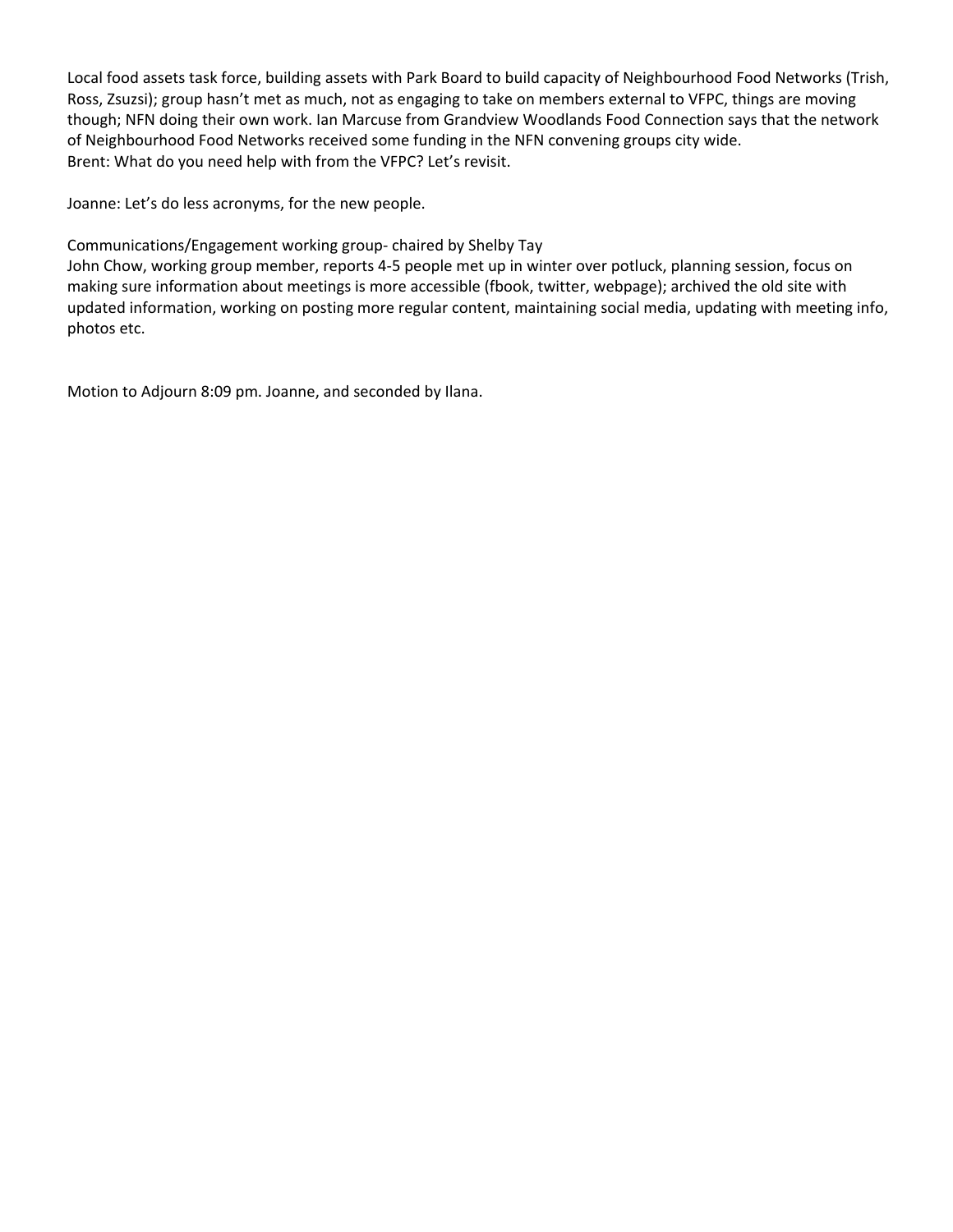Local food assets task force, building assets with Park Board to build capacity of Neighbourhood Food Networks (Trish, Ross, Zsuzsi); group hasn't met as much, not as engaging to take on members external to VFPC, things are moving though; NFN doing their own work. Ian Marcuse from Grandview Woodlands Food Connection says that the network of Neighbourhood Food Networks received some funding in the NFN convening groups city wide.
Brent: What do you need help with from the VFPC? Let's revisit.

Joanne: Let's do less acronyms, for the new people.

Communications/Engagement working group- chaired by Shelby Tay
John Chow, working group member, reports 4-5 people met up in winter over potluck, planning session, focus on making sure information about meetings is more accessible (fbook, twitter, webpage); archived the old site with updated information, working on posting more regular content, maintaining social media, updating with meeting info, photos etc.

Motion to Adjourn 8:09 pm. Joanne, and seconded by Ilana.